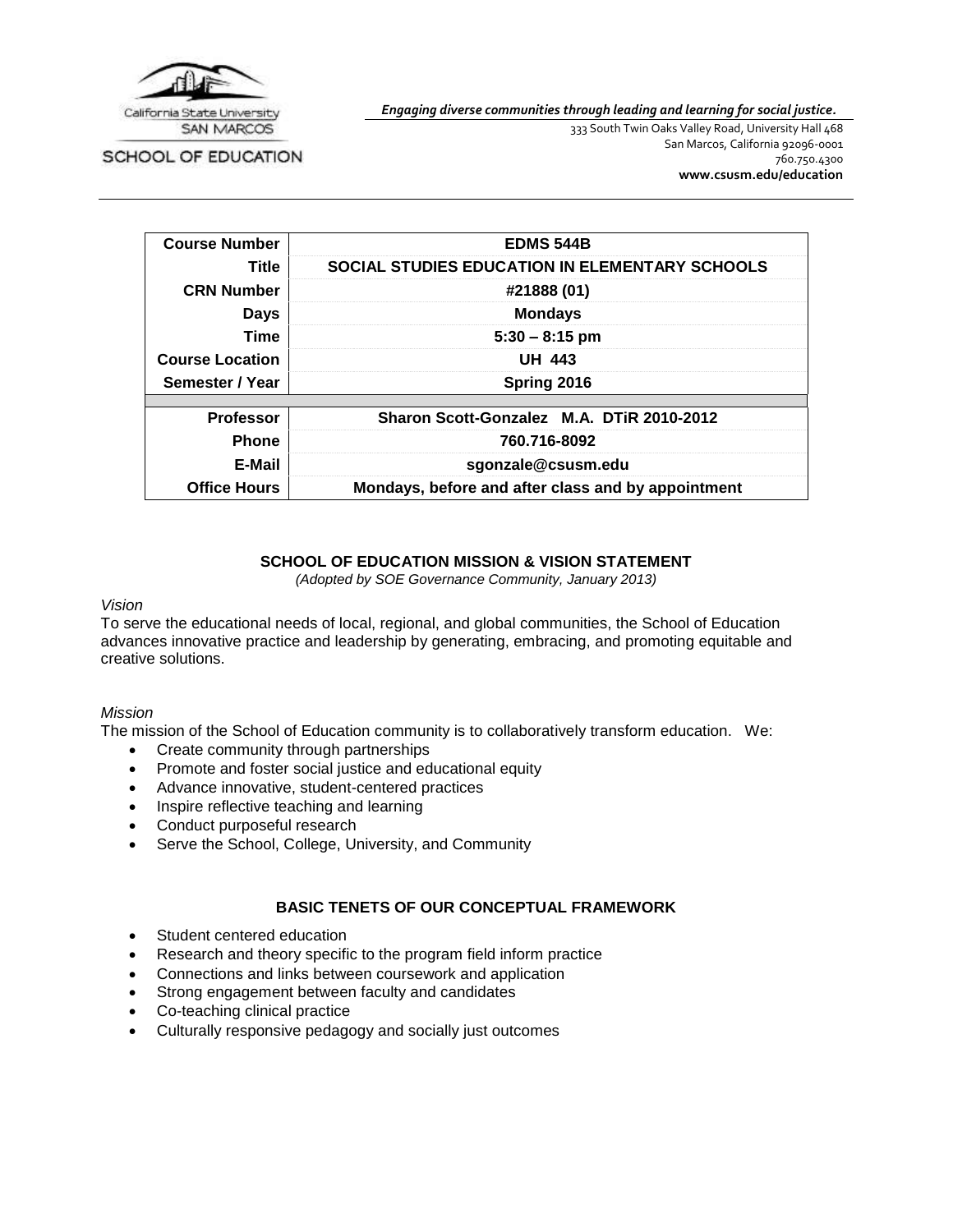California State University SAN MARCOS

SCHOOL OF EDUCATION

*Engaging diverse communities through leading and learning for social justice.*

333 South Twin Oaks Valley Road, University Hall 468
San Marcos, California 92096-0001
760.750.4300
**www.csusm.edu/education**

| | |
|---|---|
| **Course Number** | **EDMS 544B** |
| **Title** | **SOCIAL STUDIES EDUCATION IN ELEMENTARY SCHOOLS** |
| **CRN Number** | **#21888 (01)** |
| **Days** | **Mondays** |
| **Time** | **5:30 – 8:15 pm** |
| **Course Location** | **UH 443** |
| **Semester / Year** | **Spring 2016** |
| **Professor** | **Sharon Scott-Gonzalez M.A. DTiR 2010-2012** |
| **Phone** | **760.716-8092** |
| **E-Mail** | **sgonzale@csusm.edu** |
| **Office Hours** | **Mondays, before and after class and by appointment** |

## SCHOOL OF EDUCATION MISSION & VISION STATEMENT

*(Adopted by SOE Governance Community, January 2013)*

*Vision*

To serve the educational needs of local, regional, and global communities, the School of Education advances innovative practice and leadership by generating, embracing, and promoting equitable and creative solutions.

*Mission*

The mission of the School of Education community is to collaboratively transform education. We:

- Create community through partnerships
- Promote and foster social justice and educational equity
- Advance innovative, student-centered practices
- Inspire reflective teaching and learning
- Conduct purposeful research
- Serve the School, College, University, and Community

## BASIC TENETS OF OUR CONCEPTUAL FRAMEWORK

- Student centered education
- Research and theory specific to the program field inform practice
- Connections and links between coursework and application
- Strong engagement between faculty and candidates
- Co-teaching clinical practice
- Culturally responsive pedagogy and socially just outcomes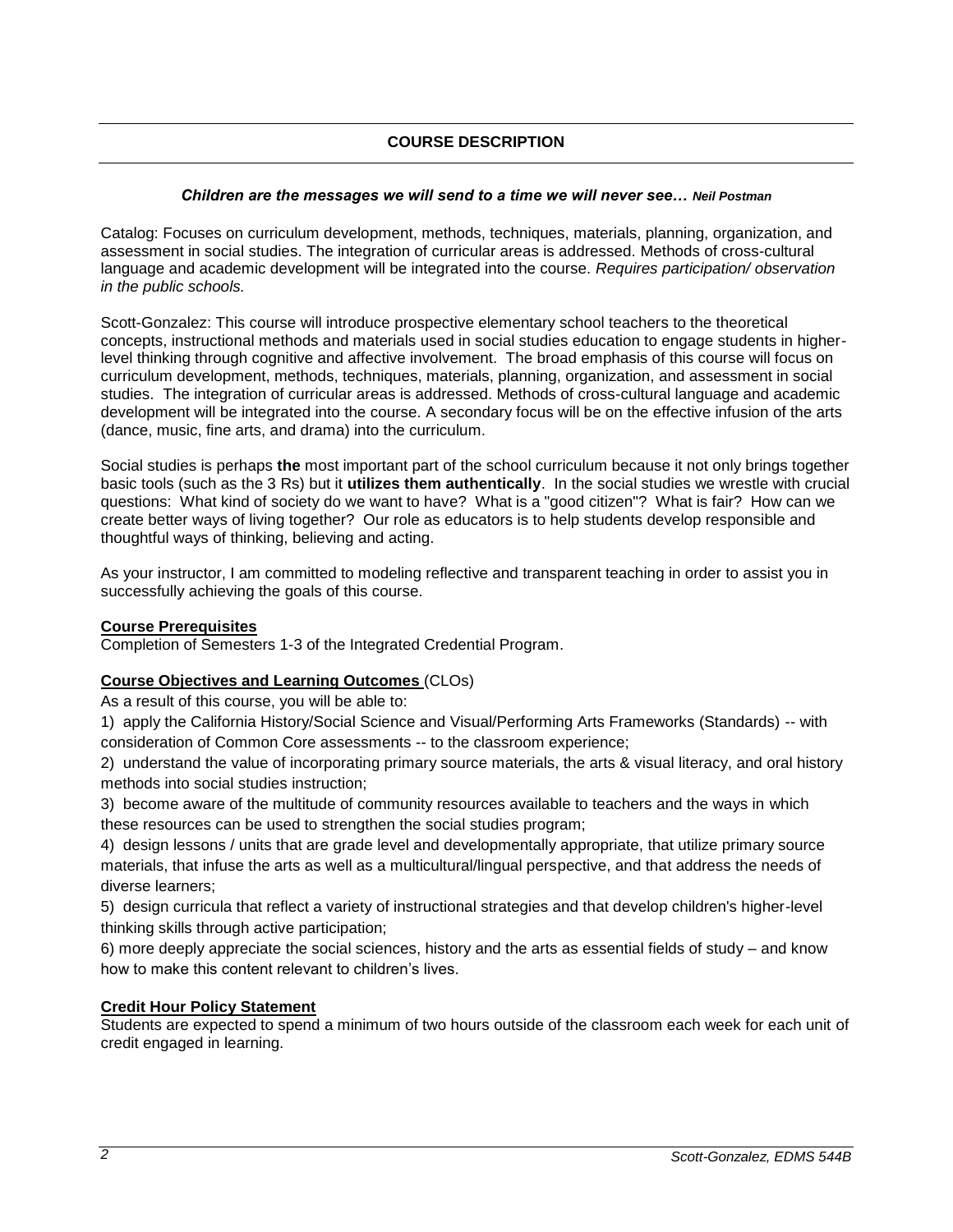## COURSE DESCRIPTION

***Children are the messages we will send to a time we will never see… Neil Postman***

Catalog: Focuses on curriculum development, methods, techniques, materials, planning, organization, and assessment in social studies. The integration of curricular areas is addressed. Methods of cross-cultural language and academic development will be integrated into the course. *Requires participation/ observation in the public schools.*

Scott-Gonzalez: This course will introduce prospective elementary school teachers to the theoretical concepts, instructional methods and materials used in social studies education to engage students in higher-level thinking through cognitive and affective involvement. The broad emphasis of this course will focus on curriculum development, methods, techniques, materials, planning, organization, and assessment in social studies. The integration of curricular areas is addressed. Methods of cross-cultural language and academic development will be integrated into the course. A secondary focus will be on the effective infusion of the arts (dance, music, fine arts, and drama) into the curriculum.

Social studies is perhaps **the** most important part of the school curriculum because it not only brings together basic tools (such as the 3 Rs) but it **utilizes them authentically**. In the social studies we wrestle with crucial questions: What kind of society do we want to have? What is a "good citizen"? What is fair? How can we create better ways of living together? Our role as educators is to help students develop responsible and thoughtful ways of thinking, believing and acting.

As your instructor, I am committed to modeling reflective and transparent teaching in order to assist you in successfully achieving the goals of this course.

### Course Prerequisites

Completion of Semesters 1-3 of the Integrated Credential Program.

### Course Objectives and Learning Outcomes (CLOs)

As a result of this course, you will be able to:

1) apply the California History/Social Science and Visual/Performing Arts Frameworks (Standards) -- with consideration of Common Core assessments -- to the classroom experience;
2) understand the value of incorporating primary source materials, the arts & visual literacy, and oral history methods into social studies instruction;
3) become aware of the multitude of community resources available to teachers and the ways in which these resources can be used to strengthen the social studies program;
4) design lessons / units that are grade level and developmentally appropriate, that utilize primary source materials, that infuse the arts as well as a multicultural/lingual perspective, and that address the needs of diverse learners;
5) design curricula that reflect a variety of instructional strategies and that develop children's higher-level thinking skills through active participation;
6) more deeply appreciate the social sciences, history and the arts as essential fields of study – and know how to make this content relevant to children's lives.

### Credit Hour Policy Statement

Students are expected to spend a minimum of two hours outside of the classroom each week for each unit of credit engaged in learning.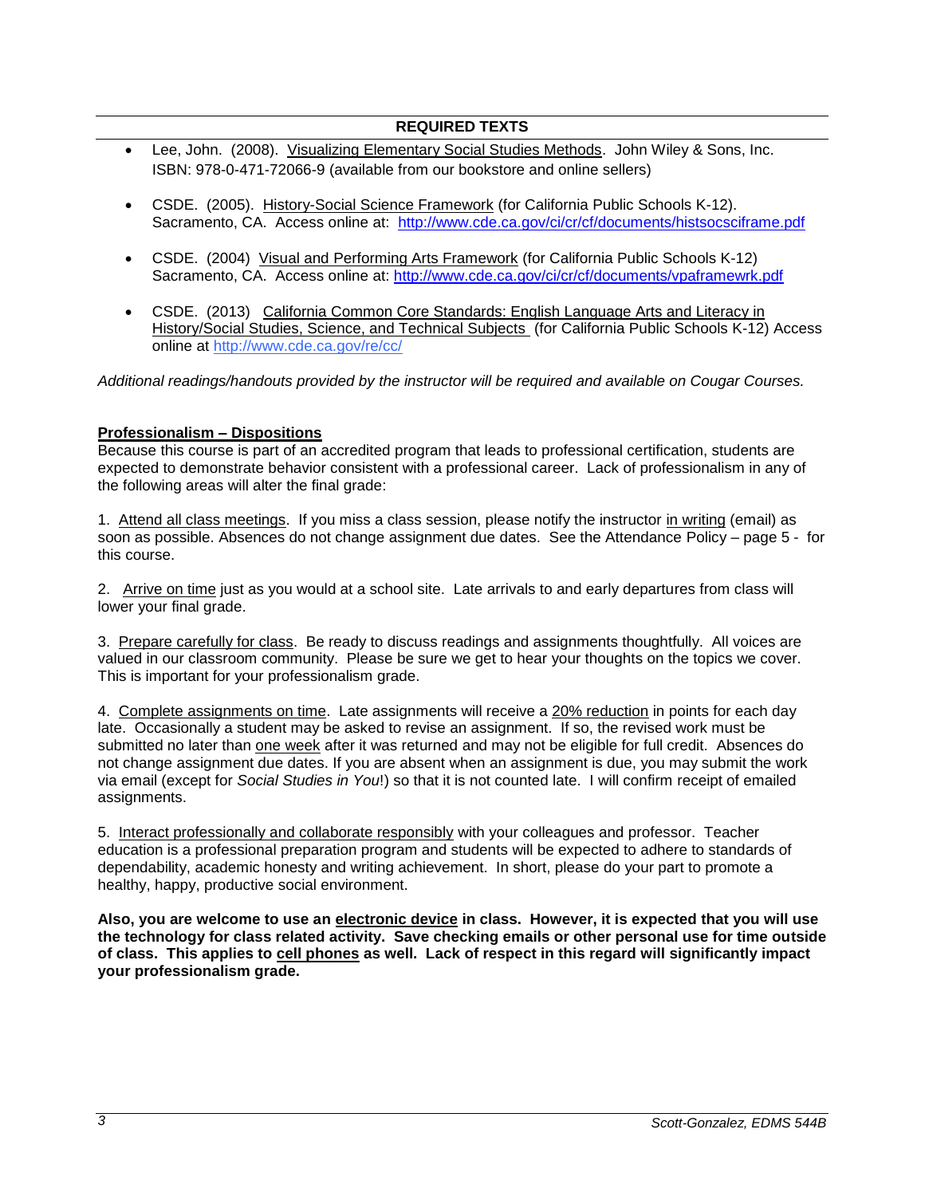## REQUIRED TEXTS

- Lee, John. (2008). Visualizing Elementary Social Studies Methods. John Wiley & Sons, Inc. ISBN: 978-0-471-72066-9 (available from our bookstore and online sellers)

- CSDE. (2005). History-Social Science Framework (for California Public Schools K-12). Sacramento, CA. Access online at: http://www.cde.ca.gov/ci/cr/cf/documents/histsocsciframe.pdf

- CSDE. (2004) Visual and Performing Arts Framework (for California Public Schools K-12) Sacramento, CA. Access online at: http://www.cde.ca.gov/ci/cr/cf/documents/vpaframewrk.pdf

- CSDE. (2013) California Common Core Standards: English Language Arts and Literacy in History/Social Studies, Science, and Technical Subjects (for California Public Schools K-12) Access online at http://www.cde.ca.gov/re/cc/

*Additional readings/handouts provided by the instructor will be required and available on Cougar Courses.*

### Professionalism – Dispositions

Because this course is part of an accredited program that leads to professional certification, students are expected to demonstrate behavior consistent with a professional career. Lack of professionalism in any of the following areas will alter the final grade:

1. Attend all class meetings. If you miss a class session, please notify the instructor in writing (email) as soon as possible. Absences do not change assignment due dates. See the Attendance Policy – page 5 - for this course.

2. Arrive on time just as you would at a school site. Late arrivals to and early departures from class will lower your final grade.

3. Prepare carefully for class. Be ready to discuss readings and assignments thoughtfully. All voices are valued in our classroom community. Please be sure we get to hear your thoughts on the topics we cover. This is important for your professionalism grade.

4. Complete assignments on time. Late assignments will receive a 20% reduction in points for each day late. Occasionally a student may be asked to revise an assignment. If so, the revised work must be submitted no later than one week after it was returned and may not be eligible for full credit. Absences do not change assignment due dates. If you are absent when an assignment is due, you may submit the work via email (except for *Social Studies in You*!) so that it is not counted late. I will confirm receipt of emailed assignments.

5. Interact professionally and collaborate responsibly with your colleagues and professor. Teacher education is a professional preparation program and students will be expected to adhere to standards of dependability, academic honesty and writing achievement. In short, please do your part to promote a healthy, happy, productive social environment.

**Also, you are welcome to use an electronic device in class. However, it is expected that you will use the technology for class related activity. Save checking emails or other personal use for time outside of class. This applies to cell phones as well. Lack of respect in this regard will significantly impact your professionalism grade.**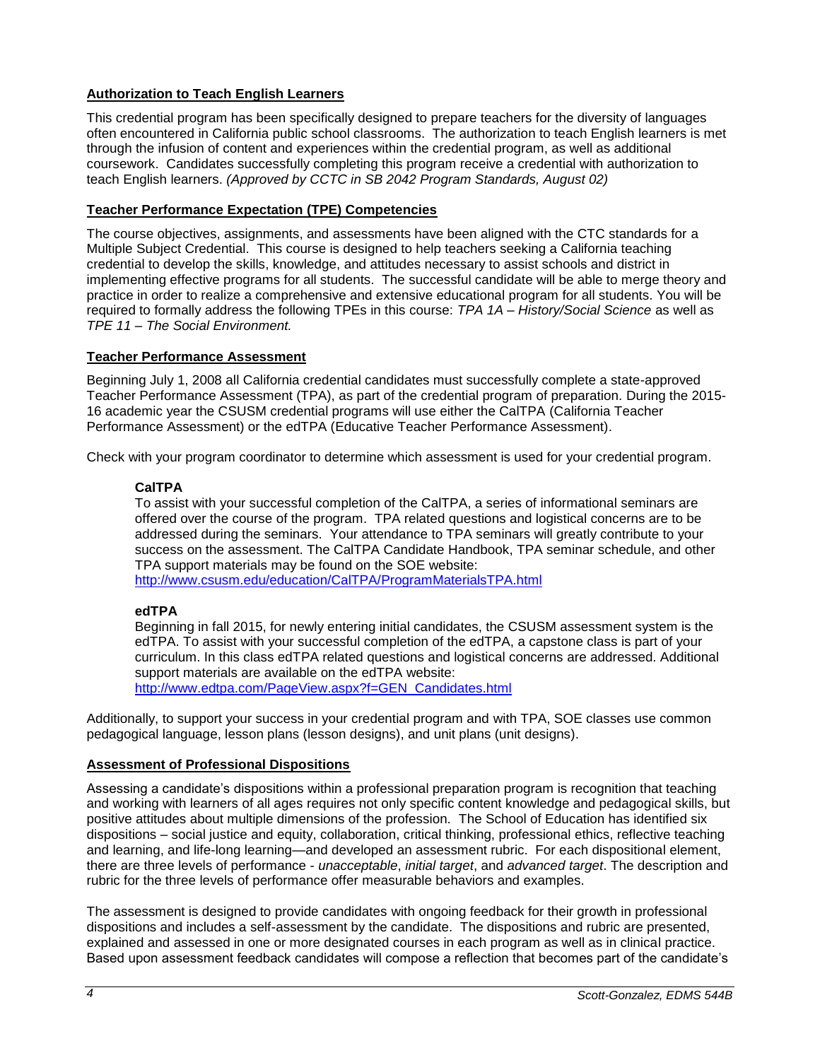**Authorization to Teach English Learners**

This credential program has been specifically designed to prepare teachers for the diversity of languages often encountered in California public school classrooms. The authorization to teach English learners is met through the infusion of content and experiences within the credential program, as well as additional coursework. Candidates successfully completing this program receive a credential with authorization to teach English learners. *(Approved by CCTC in SB 2042 Program Standards, August 02)*

**Teacher Performance Expectation (TPE) Competencies**

The course objectives, assignments, and assessments have been aligned with the CTC standards for a Multiple Subject Credential. This course is designed to help teachers seeking a California teaching credential to develop the skills, knowledge, and attitudes necessary to assist schools and district in implementing effective programs for all students. The successful candidate will be able to merge theory and practice in order to realize a comprehensive and extensive educational program for all students. You will be required to formally address the following TPEs in this course: *TPA 1A – History/Social Science* as well as *TPE 11 – The Social Environment.*

**Teacher Performance Assessment**

Beginning July 1, 2008 all California credential candidates must successfully complete a state-approved Teacher Performance Assessment (TPA), as part of the credential program of preparation. During the 2015-16 academic year the CSUSM credential programs will use either the CalTPA (California Teacher Performance Assessment) or the edTPA (Educative Teacher Performance Assessment).

Check with your program coordinator to determine which assessment is used for your credential program.

**CalTPA**
To assist with your successful completion of the CalTPA, a series of informational seminars are offered over the course of the program. TPA related questions and logistical concerns are to be addressed during the seminars. Your attendance to TPA seminars will greatly contribute to your success on the assessment. The CalTPA Candidate Handbook, TPA seminar schedule, and other TPA support materials may be found on the SOE website:
http://www.csusm.edu/education/CalTPA/ProgramMaterialsTPA.html

**edTPA**
Beginning in fall 2015, for newly entering initial candidates, the CSUSM assessment system is the edTPA. To assist with your successful completion of the edTPA, a capstone class is part of your curriculum. In this class edTPA related questions and logistical concerns are addressed. Additional support materials are available on the edTPA website:
http://www.edtpa.com/PageView.aspx?f=GEN_Candidates.html

Additionally, to support your success in your credential program and with TPA, SOE classes use common pedagogical language, lesson plans (lesson designs), and unit plans (unit designs).

**Assessment of Professional Dispositions**

Assessing a candidate's dispositions within a professional preparation program is recognition that teaching and working with learners of all ages requires not only specific content knowledge and pedagogical skills, but positive attitudes about multiple dimensions of the profession. The School of Education has identified six dispositions – social justice and equity, collaboration, critical thinking, professional ethics, reflective teaching and learning, and life-long learning—and developed an assessment rubric. For each dispositional element, there are three levels of performance - *unacceptable*, *initial target*, and *advanced target*. The description and rubric for the three levels of performance offer measurable behaviors and examples.

The assessment is designed to provide candidates with ongoing feedback for their growth in professional dispositions and includes a self-assessment by the candidate. The dispositions and rubric are presented, explained and assessed in one or more designated courses in each program as well as in clinical practice. Based upon assessment feedback candidates will compose a reflection that becomes part of the candidate's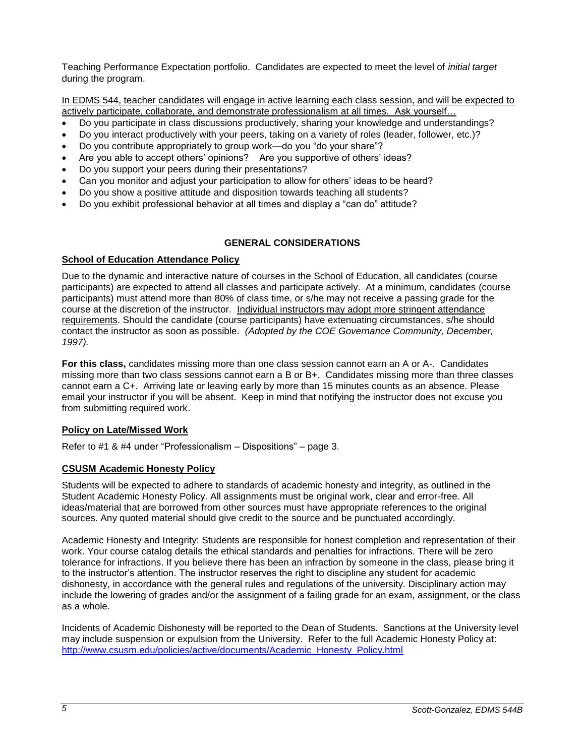Teaching Performance Expectation portfolio. Candidates are expected to meet the level of *initial target* during the program.

<u>In EDMS 544, teacher candidates will engage in active learning each class session, and will be expected to actively participate, collaborate, and demonstrate professionalism at all times. Ask yourself…</u>

- Do you participate in class discussions productively, sharing your knowledge and understandings?
- Do you interact productively with your peers, taking on a variety of roles (leader, follower, etc.)?
- Do you contribute appropriately to group work—do you "do your share"?
- Are you able to accept others' opinions? Are you supportive of others' ideas?
- Do you support your peers during their presentations?
- Can you monitor and adjust your participation to allow for others' ideas to be heard?
- Do you show a positive attitude and disposition towards teaching all students?
- Do you exhibit professional behavior at all times and display a "can do" attitude?

## GENERAL CONSIDERATIONS

### School of Education Attendance Policy

Due to the dynamic and interactive nature of courses in the School of Education, all candidates (course participants) are expected to attend all classes and participate actively. At a minimum, candidates (course participants) must attend more than 80% of class time, or s/he may not receive a passing grade for the course at the discretion of the instructor. <u>Individual instructors may adopt more stringent attendance requirements</u>. Should the candidate (course participants) have extenuating circumstances, s/he should contact the instructor as soon as possible. *(Adopted by the COE Governance Community, December, 1997).*

**For this class,** candidates missing more than one class session cannot earn an A or A-. Candidates missing more than two class sessions cannot earn a B or B+. Candidates missing more than three classes cannot earn a C+. Arriving late or leaving early by more than 15 minutes counts as an absence. Please email your instructor if you will be absent. Keep in mind that notifying the instructor does not excuse you from submitting required work.

### Policy on Late/Missed Work

Refer to #1 & #4 under "Professionalism – Dispositions" – page 3.

### CSUSM Academic Honesty Policy

Students will be expected to adhere to standards of academic honesty and integrity, as outlined in the Student Academic Honesty Policy. All assignments must be original work, clear and error-free. All ideas/material that are borrowed from other sources must have appropriate references to the original sources. Any quoted material should give credit to the source and be punctuated accordingly.

Academic Honesty and Integrity: Students are responsible for honest completion and representation of their work. Your course catalog details the ethical standards and penalties for infractions. There will be zero tolerance for infractions. If you believe there has been an infraction by someone in the class, please bring it to the instructor's attention. The instructor reserves the right to discipline any student for academic dishonesty, in accordance with the general rules and regulations of the university. Disciplinary action may include the lowering of grades and/or the assignment of a failing grade for an exam, assignment, or the class as a whole.

Incidents of Academic Dishonesty will be reported to the Dean of Students. Sanctions at the University level may include suspension or expulsion from the University. Refer to the full Academic Honesty Policy at: http://www.csusm.edu/policies/active/documents/Academic_Honesty_Policy.html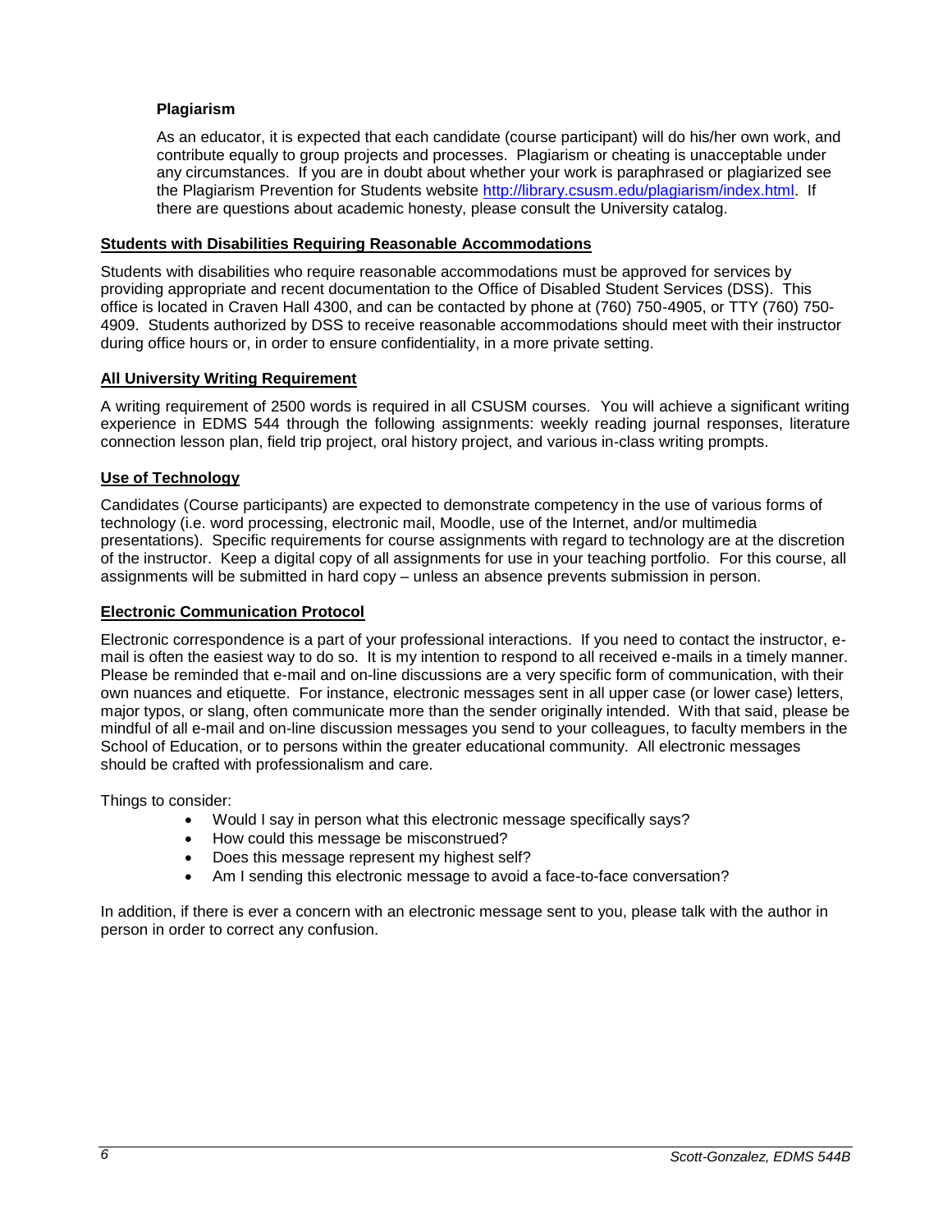### Plagiarism

As an educator, it is expected that each candidate (course participant) will do his/her own work, and contribute equally to group projects and processes. Plagiarism or cheating is unacceptable under any circumstances. If you are in doubt about whether your work is paraphrased or plagiarized see the Plagiarism Prevention for Students website http://library.csusm.edu/plagiarism/index.html. If there are questions about academic honesty, please consult the University catalog.

## Students with Disabilities Requiring Reasonable Accommodations

Students with disabilities who require reasonable accommodations must be approved for services by providing appropriate and recent documentation to the Office of Disabled Student Services (DSS). This office is located in Craven Hall 4300, and can be contacted by phone at (760) 750-4905, or TTY (760) 750-4909. Students authorized by DSS to receive reasonable accommodations should meet with their instructor during office hours or, in order to ensure confidentiality, in a more private setting.

## All University Writing Requirement

A writing requirement of 2500 words is required in all CSUSM courses. You will achieve a significant writing experience in EDMS 544 through the following assignments: weekly reading journal responses, literature connection lesson plan, field trip project, oral history project, and various in-class writing prompts.

## Use of Technology

Candidates (Course participants) are expected to demonstrate competency in the use of various forms of technology (i.e. word processing, electronic mail, Moodle, use of the Internet, and/or multimedia presentations). Specific requirements for course assignments with regard to technology are at the discretion of the instructor. Keep a digital copy of all assignments for use in your teaching portfolio. For this course, all assignments will be submitted in hard copy – unless an absence prevents submission in person.

## Electronic Communication Protocol

Electronic correspondence is a part of your professional interactions. If you need to contact the instructor, e-mail is often the easiest way to do so. It is my intention to respond to all received e-mails in a timely manner. Please be reminded that e-mail and on-line discussions are a very specific form of communication, with their own nuances and etiquette. For instance, electronic messages sent in all upper case (or lower case) letters, major typos, or slang, often communicate more than the sender originally intended. With that said, please be mindful of all e-mail and on-line discussion messages you send to your colleagues, to faculty members in the School of Education, or to persons within the greater educational community. All electronic messages should be crafted with professionalism and care.

Things to consider:

- Would I say in person what this electronic message specifically says?
- How could this message be misconstrued?
- Does this message represent my highest self?
- Am I sending this electronic message to avoid a face-to-face conversation?

In addition, if there is ever a concern with an electronic message sent to you, please talk with the author in person in order to correct any confusion.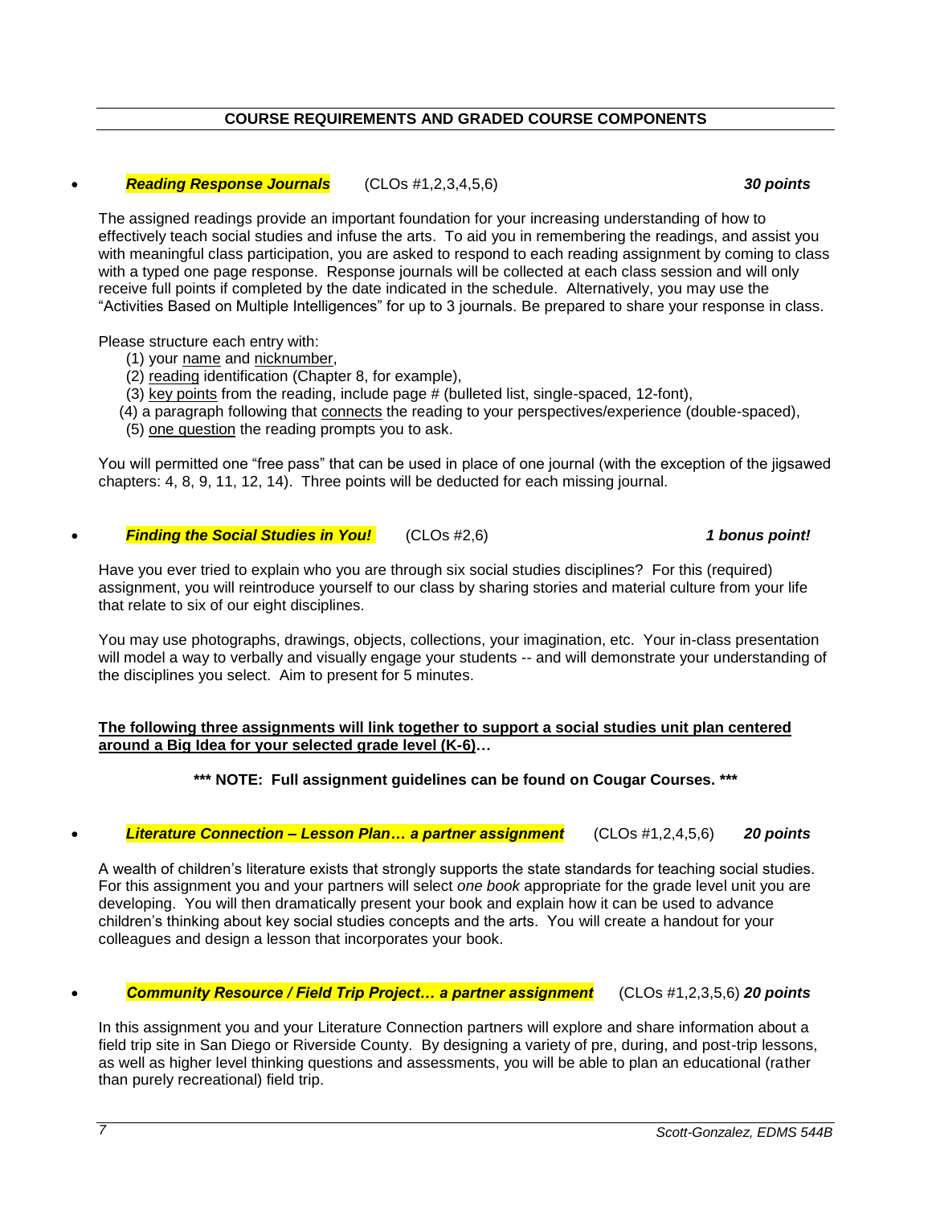## COURSE REQUIREMENTS AND GRADED COURSE COMPONENTS

- ***Reading Response Journals*** (CLOs #1,2,3,4,5,6) ***30 points***

The assigned readings provide an important foundation for your increasing understanding of how to effectively teach social studies and infuse the arts. To aid you in remembering the readings, and assist you with meaningful class participation, you are asked to respond to each reading assignment by coming to class with a typed one page response. Response journals will be collected at each class session and will only receive full points if completed by the date indicated in the schedule. Alternatively, you may use the "Activities Based on Multiple Intelligences" for up to 3 journals. Be prepared to share your response in class.

Please structure each entry with:

(1) your name and nicknumber,
(2) reading identification (Chapter 8, for example),
(3) key points from the reading, include page # (bulleted list, single-spaced, 12-font),
(4) a paragraph following that connects the reading to your perspectives/experience (double-spaced),
(5) one question the reading prompts you to ask.

You will permitted one "free pass" that can be used in place of one journal (with the exception of the jigsawed chapters: 4, 8, 9, 11, 12, 14). Three points will be deducted for each missing journal.

- ***Finding the Social Studies in You!*** (CLOs #2,6) ***1 bonus point!***

Have you ever tried to explain who you are through six social studies disciplines? For this (required) assignment, you will reintroduce yourself to our class by sharing stories and material culture from your life that relate to six of our eight disciplines.

You may use photographs, drawings, objects, collections, your imagination, etc. Your in-class presentation will model a way to verbally and visually engage your students -- and will demonstrate your understanding of the disciplines you select. Aim to present for 5 minutes.

**The following three assignments will link together to support a social studies unit plan centered around a Big Idea for your selected grade level (K-6)…**

**\*\*\* NOTE: Full assignment guidelines can be found on Cougar Courses. \*\*\***

- ***Literature Connection – Lesson Plan… a partner assignment*** (CLOs #1,2,4,5,6) ***20 points***

A wealth of children's literature exists that strongly supports the state standards for teaching social studies. For this assignment you and your partners will select *one book* appropriate for the grade level unit you are developing. You will then dramatically present your book and explain how it can be used to advance children's thinking about key social studies concepts and the arts. You will create a handout for your colleagues and design a lesson that incorporates your book.

- ***Community Resource / Field Trip Project… a partner assignment*** (CLOs #1,2,3,5,6) ***20 points***

In this assignment you and your Literature Connection partners will explore and share information about a field trip site in San Diego or Riverside County. By designing a variety of pre, during, and post-trip lessons, as well as higher level thinking questions and assessments, you will be able to plan an educational (rather than purely recreational) field trip.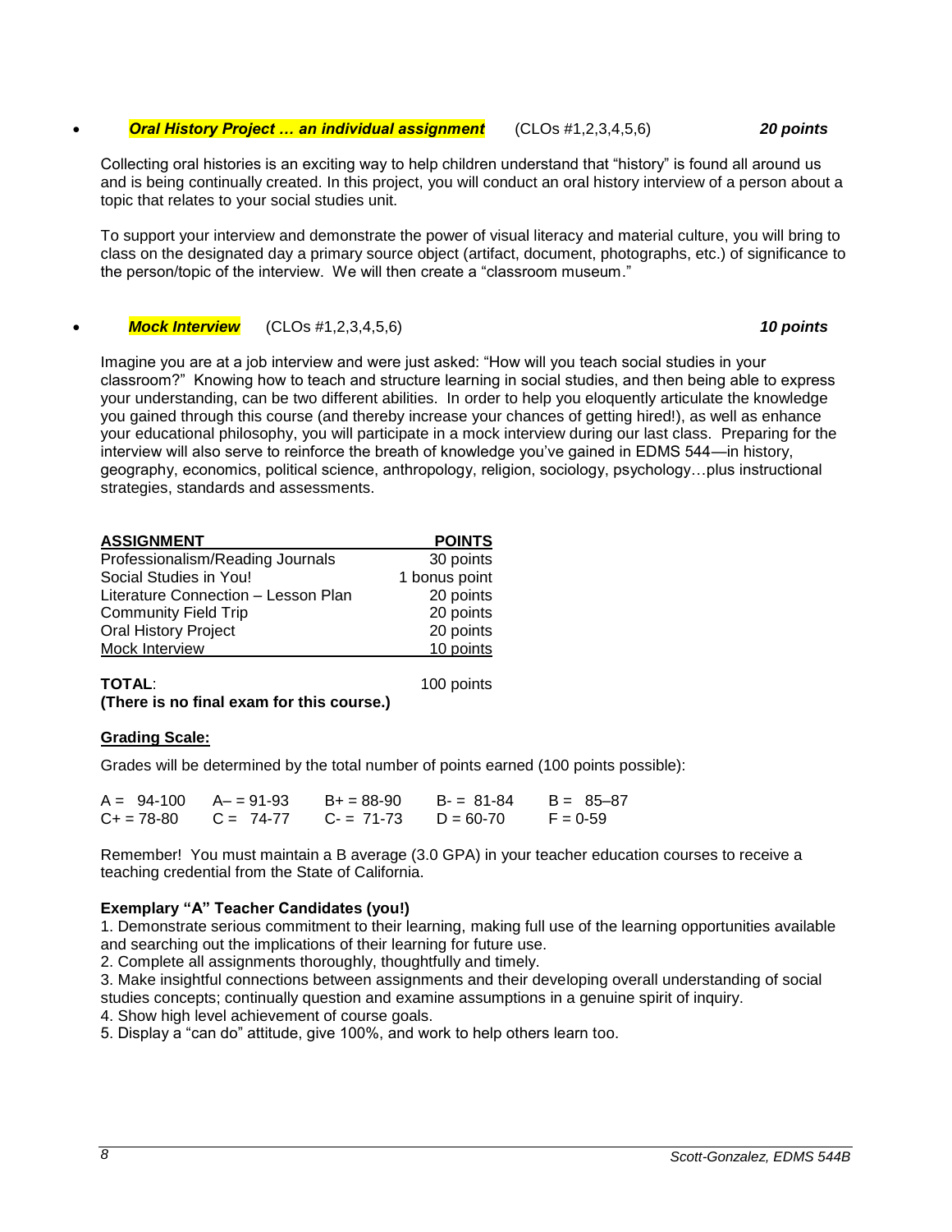- ***Oral History Project … an individual assignment*** (CLOs #1,2,3,4,5,6) ***20 points***

Collecting oral histories is an exciting way to help children understand that "history" is found all around us and is being continually created. In this project, you will conduct an oral history interview of a person about a topic that relates to your social studies unit.

To support your interview and demonstrate the power of visual literacy and material culture, you will bring to class on the designated day a primary source object (artifact, document, photographs, etc.) of significance to the person/topic of the interview. We will then create a "classroom museum."

- ***Mock Interview*** (CLOs #1,2,3,4,5,6) ***10 points***

Imagine you are at a job interview and were just asked: "How will you teach social studies in your classroom?" Knowing how to teach and structure learning in social studies, and then being able to express your understanding, can be two different abilities. In order to help you eloquently articulate the knowledge you gained through this course (and thereby increase your chances of getting hired!), as well as enhance your educational philosophy, you will participate in a mock interview during our last class. Preparing for the interview will also serve to reinforce the breath of knowledge you've gained in EDMS 544—in history, geography, economics, political science, anthropology, religion, sociology, psychology…plus instructional strategies, standards and assessments.

| ASSIGNMENT | POINTS |
| --- | --- |
| Professionalism/Reading Journals | 30 points |
| Social Studies in You! | 1 bonus point |
| Literature Connection – Lesson Plan | 20 points |
| Community Field Trip | 20 points |
| Oral History Project | 20 points |
| Mock Interview | 10 points |
| **TOTAL**: | 100 points |

**(There is no final exam for this course.)**

**Grading Scale:**

Grades will be determined by the total number of points earned (100 points possible):

| | | | | |
| --- | --- | --- | --- | --- |
| A = 94-100 | A– = 91-93 | B+ = 88-90 | B- = 81-84 | B = 85–87 |
| C+ = 78-80 | C = 74-77 | C- = 71-73 | D = 60-70 | F = 0-59 |

Remember! You must maintain a B average (3.0 GPA) in your teacher education courses to receive a teaching credential from the State of California.

**Exemplary "A" Teacher Candidates (you!)**

1. Demonstrate serious commitment to their learning, making full use of the learning opportunities available and searching out the implications of their learning for future use.
2. Complete all assignments thoroughly, thoughtfully and timely.
3. Make insightful connections between assignments and their developing overall understanding of social studies concepts; continually question and examine assumptions in a genuine spirit of inquiry.
4. Show high level achievement of course goals.
5. Display a "can do" attitude, give 100%, and work to help others learn too.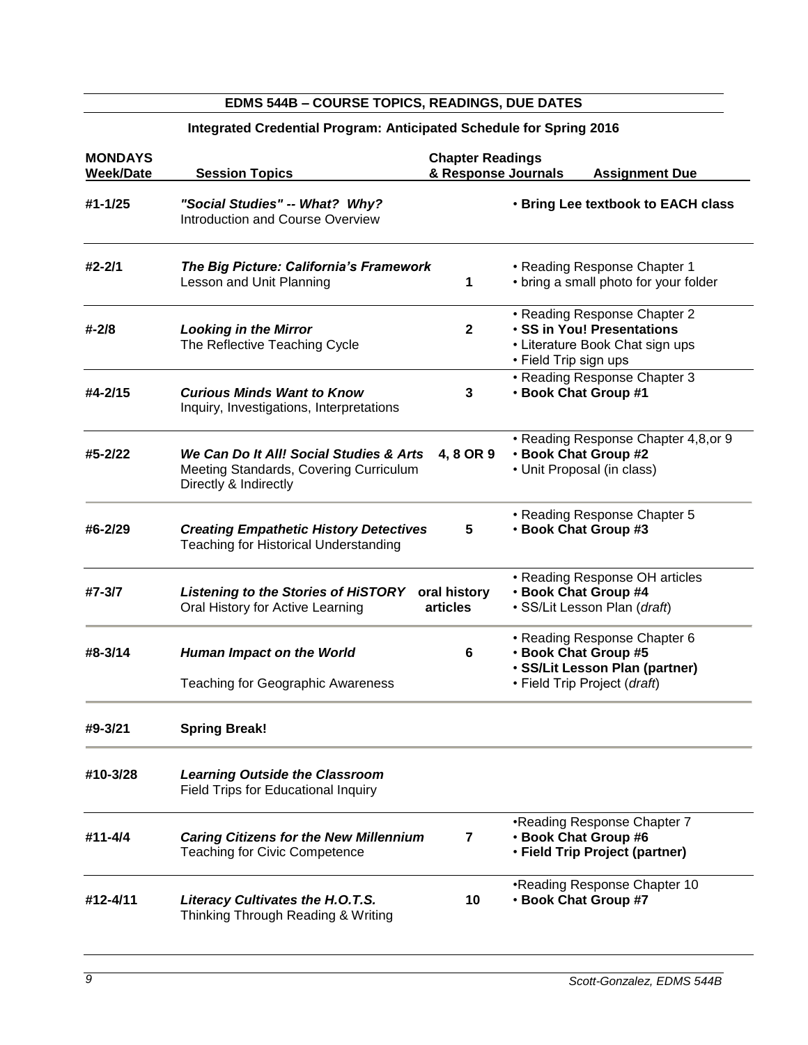## EDMS 544B – COURSE TOPICS, READINGS, DUE DATES

**Integrated Credential Program: Anticipated Schedule for Spring 2016**

| MONDAYS Week/Date | Session Topics | Chapter Readings & Response Journals | Assignment Due |
|---|---|---|---|
| #1-1/25 | ***"Social Studies" -- What? Why?*** Introduction and Course Overview | | • **Bring Lee textbook to EACH class** |
| #2-2/1 | ***The Big Picture: California's Framework*** Lesson and Unit Planning | 1 | • Reading Response Chapter 1 • bring a small photo for your folder |
| #-2/8 | ***Looking in the Mirror*** The Reflective Teaching Cycle | 2 | • Reading Response Chapter 2 • **SS in You! Presentations** • Literature Book Chat sign ups • Field Trip sign ups |
| #4-2/15 | ***Curious Minds Want to Know*** Inquiry, Investigations, Interpretations | 3 | • Reading Response Chapter 3 • **Book Chat Group #1** |
| #5-2/22 | ***We Can Do It All! Social Studies & Arts*** Meeting Standards, Covering Curriculum Directly & Indirectly | 4, 8 OR 9 | • Reading Response Chapter 4,8,or 9 • **Book Chat Group #2** • Unit Proposal (in class) |
| #6-2/29 | ***Creating Empathetic History Detectives*** Teaching for Historical Understanding | 5 | • Reading Response Chapter 5 • **Book Chat Group #3** |
| #7-3/7 | ***Listening to the Stories of HiSTORY*** Oral History for Active Learning | oral history articles | • Reading Response OH articles • **Book Chat Group #4** • SS/Lit Lesson Plan (*draft*) |
| #8-3/14 | ***Human Impact on the World*** Teaching for Geographic Awareness | 6 | • Reading Response Chapter 6 • **Book Chat Group #5** • **SS/Lit Lesson Plan (partner)** • Field Trip Project (*draft*) |
| #9-3/21 | **Spring Break!** | | |
| #10-3/28 | ***Learning Outside the Classroom*** Field Trips for Educational Inquiry | | |
| #11-4/4 | ***Caring Citizens for the New Millennium*** Teaching for Civic Competence | 7 | •Reading Response Chapter 7 • **Book Chat Group #6** • **Field Trip Project (partner)** |
| #12-4/11 | ***Literacy Cultivates the H.O.T.S.*** Thinking Through Reading & Writing | 10 | •Reading Response Chapter 10 • **Book Chat Group #7** |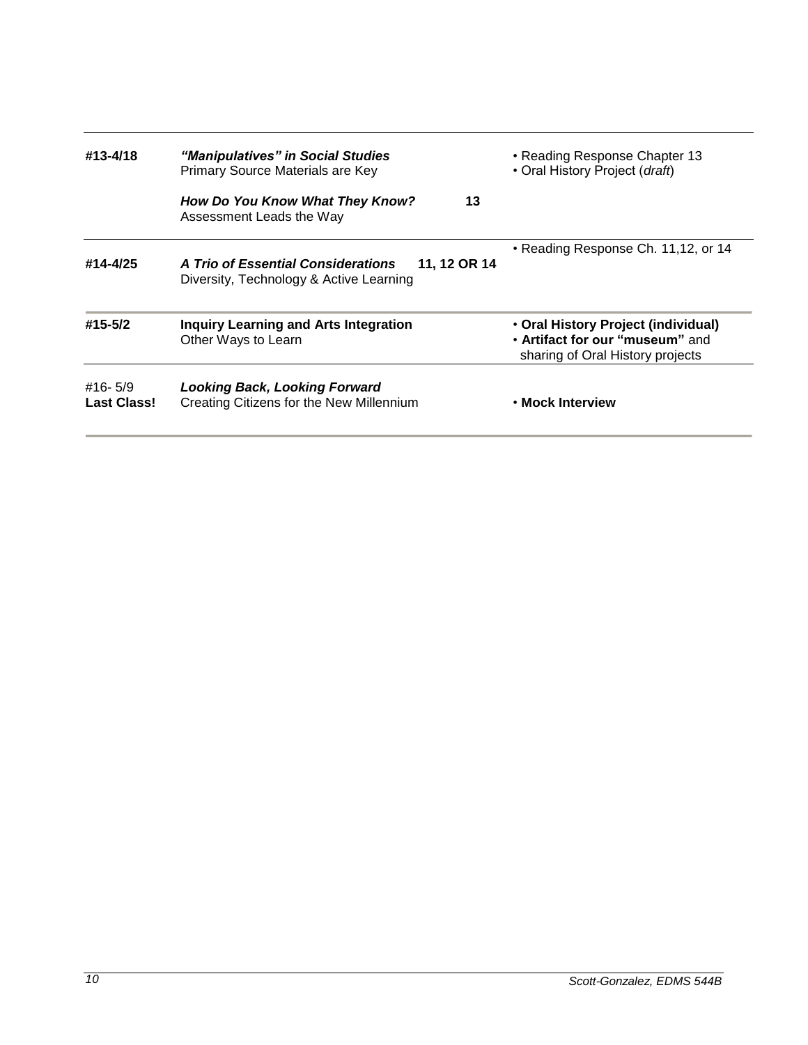| | | | |
|---|---|---|---|
| **#13-4/18** | ***"Manipulatives" in Social Studies***<br>Primary Source Materials are Key<br><br>***How Do You Know What They Know?***<br>Assessment Leads the Way | **13** | • Reading Response Chapter 13<br>• Oral History Project (*draft*) |
| **#14-4/25** | ***A Trio of Essential Considerations***<br>Diversity, Technology & Active Learning | **11, 12 OR 14** | • Reading Response Ch. 11,12, or 14 |
| **#15-5/2** | **Inquiry Learning and Arts Integration**<br>Other Ways to Learn | | • **Oral History Project (individual)**<br>• **Artifact for our "museum"** and sharing of Oral History projects |
| #16- 5/9<br>**Last Class!** | ***Looking Back, Looking Forward***<br>Creating Citizens for the New Millennium | | • **Mock Interview** |